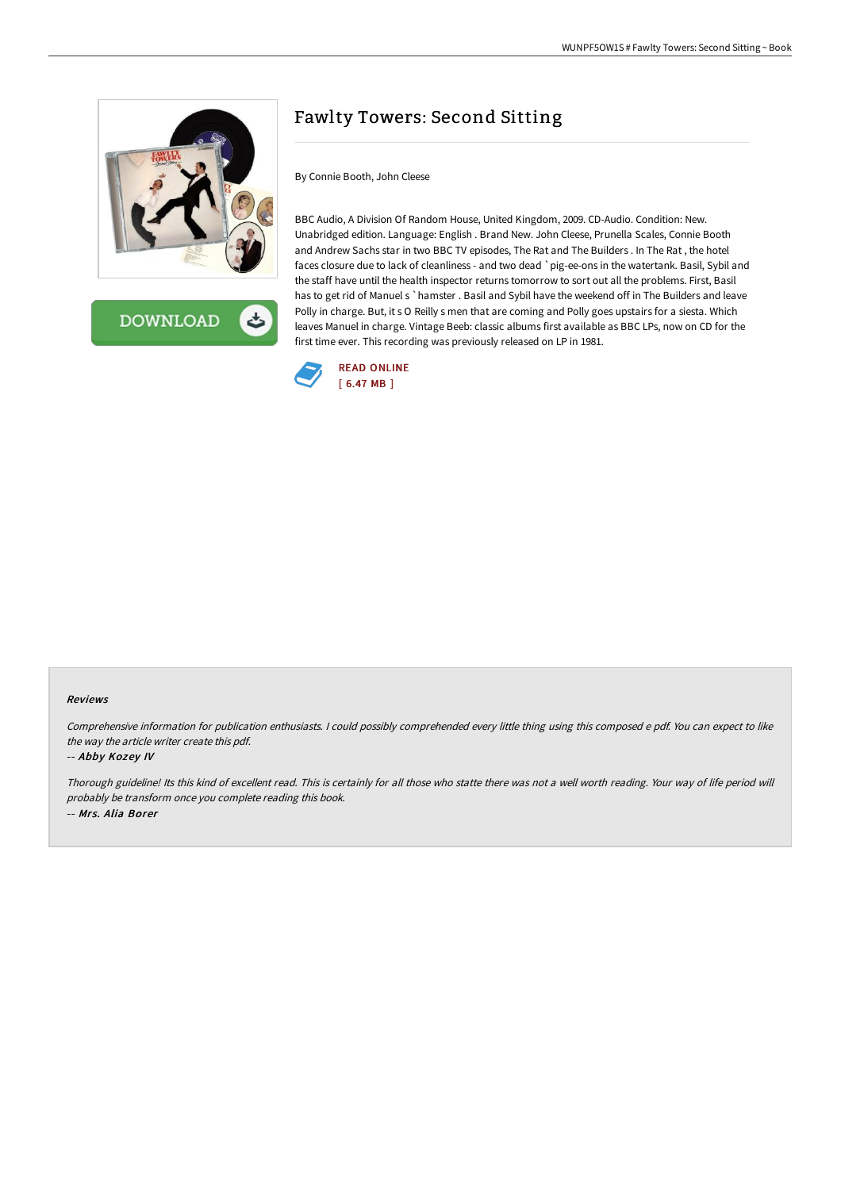# Fawlty Towers: Second Sitting

By Connie Booth, John Cleese

BBC Audio, A Division Of Random House, United Kingdom, 2009. CD-Audio. Condition: New. Unabridged edition. Language: English . Brand New. John Cleese, Prunella Scales, Connie Booth and Andrew Sachs star in two BBC TV episodes, The Rat and The Builders . In The Rat , the hotel faces closure due to lack of cleanliness - and two dead `pig-ee-ons in the watertank. Basil, Sybil and the staff have until the health inspector returns tomorrow to sort out all the problems. First, Basil has to get rid of Manuel s `hamster . Basil and Sybil have the weekend off in The Builders and leave Polly in charge. But, it s O Reilly s men that are coming and Polly goes upstairs for a siesta. Which leaves Manuel in charge. Vintage Beeb: classic albums first available as BBC LPs, now on CD for the first time ever. This recording was previously released on LP in 1981.

READ ONLINE
[ 6.47 MB ]

#### Reviews

*Comprehensive information for publication enthusiasts. I could possibly comprehended every little thing using this composed e pdf. You can expect to like the way the article writer create this pdf.*

*-- Abby Kozey IV*

*Thorough guideline! Its this kind of excellent read. This is certainly for all those who statte there was not a well worth reading. Your way of life period will probably be transform once you complete reading this book.*

*-- Mrs. Alia Borer*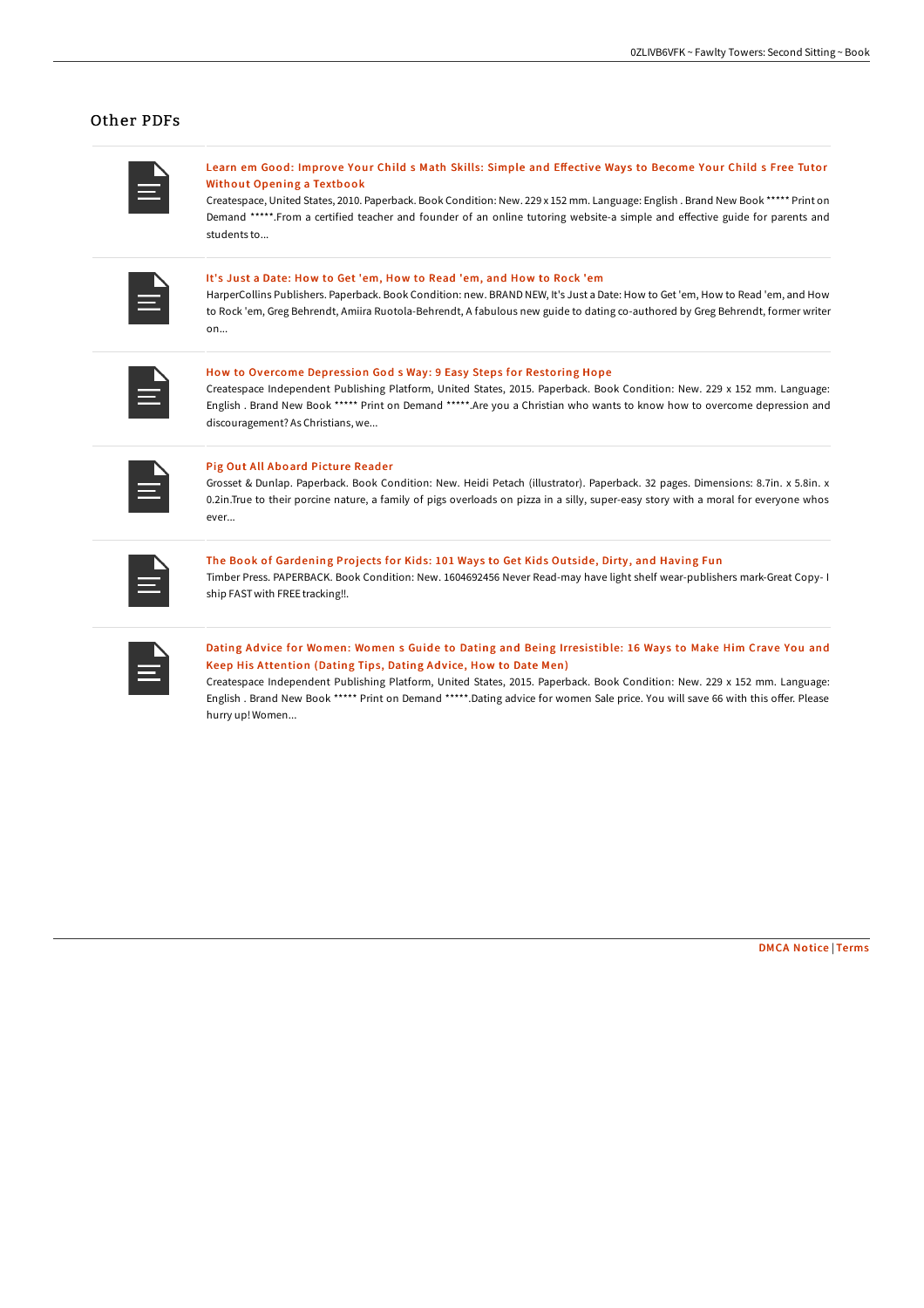## Other PDFs

### Learn em Good: Improve Your Child s Math Skills: Simple and Effective Ways to Become Your Child s Free Tutor Without Opening a Textbook

Createspace, United States, 2010. Paperback. Book Condition: New. 229 x 152 mm. Language: English . Brand New Book ***** Print on Demand *****.From a certified teacher and founder of an online tutoring website-a simple and effective guide for parents and students to...

### It's Just a Date: How to Get 'em, How to Read 'em, and How to Rock 'em

HarperCollins Publishers. Paperback. Book Condition: new. BRAND NEW, It's Just a Date: How to Get 'em, How to Read 'em, and How to Rock 'em, Greg Behrendt, Amiira Ruotola-Behrendt, A fabulous new guide to dating co-authored by Greg Behrendt, former writer on...

### How to Overcome Depression God s Way: 9 Easy Steps for Restoring Hope

Createspace Independent Publishing Platform, United States, 2015. Paperback. Book Condition: New. 229 x 152 mm. Language: English . Brand New Book ***** Print on Demand *****.Are you a Christian who wants to know how to overcome depression and discouragement? As Christians, we...

### Pig Out All Aboard Picture Reader

Grosset & Dunlap. Paperback. Book Condition: New. Heidi Petach (illustrator). Paperback. 32 pages. Dimensions: 8.7in. x 5.8in. x 0.2in.True to their porcine nature, a family of pigs overloads on pizza in a silly, super-easy story with a moral for everyone whos ever...

### The Book of Gardening Projects for Kids: 101 Ways to Get Kids Outside, Dirty, and Having Fun

Timber Press. PAPERBACK. Book Condition: New. 1604692456 Never Read-may have light shelf wear-publishers mark-Great Copy- I ship FAST with FREE tracking!!.

### Dating Advice for Women: Women s Guide to Dating and Being Irresistible: 16 Ways to Make Him Crave You and Keep His Attention (Dating Tips, Dating Advice, How to Date Men)

Createspace Independent Publishing Platform, United States, 2015. Paperback. Book Condition: New. 229 x 152 mm. Language: English . Brand New Book ***** Print on Demand *****.Dating advice for women Sale price. You will save 66 with this offer. Please hurry up! Women...

DMCA Notice | Terms